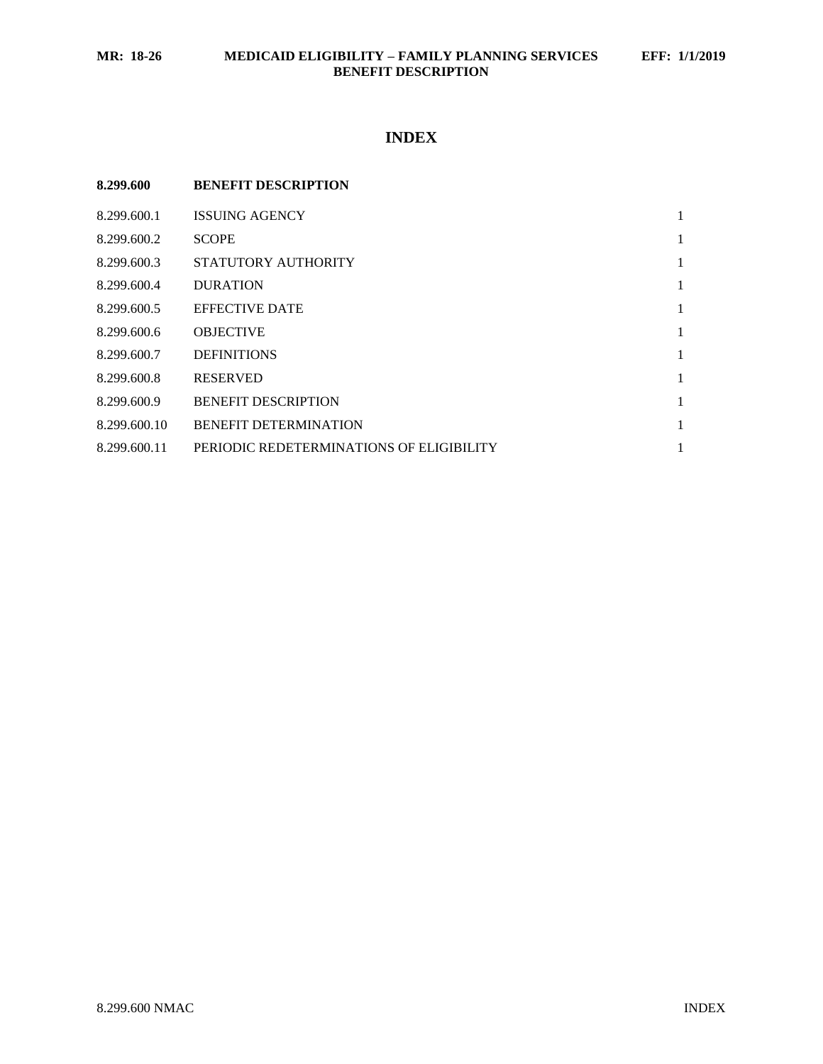# INDEX

**8.299.600 BENEFIT DESCRIPTION**

| | | |
|---|---|---|
| 8.299.600.1 | ISSUING AGENCY | 1 |
| 8.299.600.2 | SCOPE | 1 |
| 8.299.600.3 | STATUTORY AUTHORITY | 1 |
| 8.299.600.4 | DURATION | 1 |
| 8.299.600.5 | EFFECTIVE DATE | 1 |
| 8.299.600.6 | OBJECTIVE | 1 |
| 8.299.600.7 | DEFINITIONS | 1 |
| 8.299.600.8 | RESERVED | 1 |
| 8.299.600.9 | BENEFIT DESCRIPTION | 1 |
| 8.299.600.10 | BENEFIT DETERMINATION | 1 |
| 8.299.600.11 | PERIODIC REDETERMINATIONS OF ELIGIBILITY | 1 |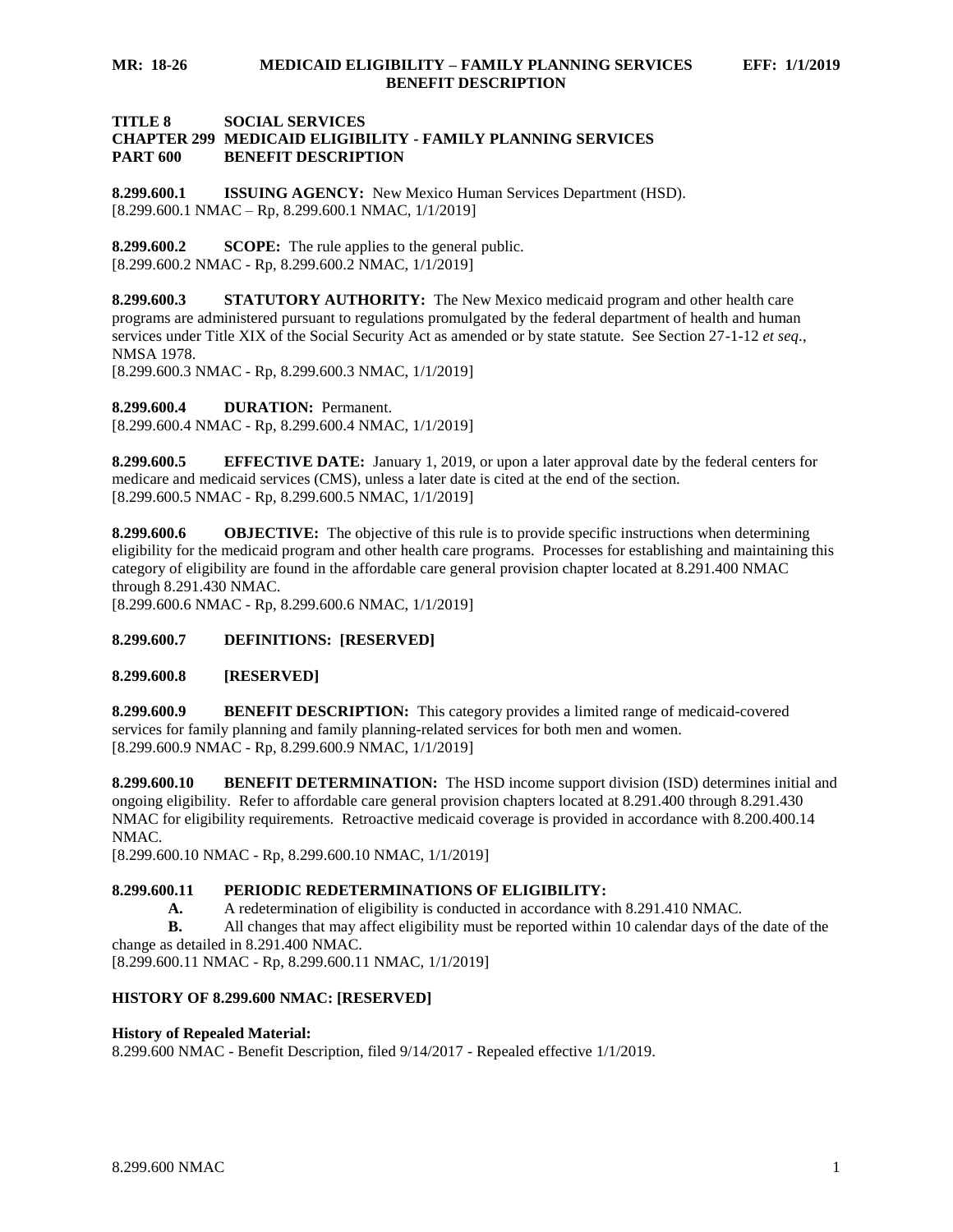**TITLE 8 SOCIAL SERVICES**
**CHAPTER 299 MEDICAID ELIGIBILITY - FAMILY PLANNING SERVICES**
**PART 600 BENEFIT DESCRIPTION**

**8.299.600.1 ISSUING AGENCY:** New Mexico Human Services Department (HSD).
[8.299.600.1 NMAC – Rp, 8.299.600.1 NMAC, 1/1/2019]

**8.299.600.2 SCOPE:** The rule applies to the general public.
[8.299.600.2 NMAC - Rp, 8.299.600.2 NMAC, 1/1/2019]

**8.299.600.3 STATUTORY AUTHORITY:** The New Mexico medicaid program and other health care programs are administered pursuant to regulations promulgated by the federal department of health and human services under Title XIX of the Social Security Act as amended or by state statute. See Section 27-1-12 *et seq*., NMSA 1978.
[8.299.600.3 NMAC - Rp, 8.299.600.3 NMAC, 1/1/2019]

**8.299.600.4 DURATION:** Permanent.
[8.299.600.4 NMAC - Rp, 8.299.600.4 NMAC, 1/1/2019]

**8.299.600.5 EFFECTIVE DATE:** January 1, 2019, or upon a later approval date by the federal centers for medicare and medicaid services (CMS), unless a later date is cited at the end of the section.
[8.299.600.5 NMAC - Rp, 8.299.600.5 NMAC, 1/1/2019]

**8.299.600.6 OBJECTIVE:** The objective of this rule is to provide specific instructions when determining eligibility for the medicaid program and other health care programs. Processes for establishing and maintaining this category of eligibility are found in the affordable care general provision chapter located at 8.291.400 NMAC through 8.291.430 NMAC.
[8.299.600.6 NMAC - Rp, 8.299.600.6 NMAC, 1/1/2019]

**8.299.600.7 DEFINITIONS: [RESERVED]**

**8.299.600.8 [RESERVED]**

**8.299.600.9 BENEFIT DESCRIPTION:** This category provides a limited range of medicaid-covered services for family planning and family planning-related services for both men and women.
[8.299.600.9 NMAC - Rp, 8.299.600.9 NMAC, 1/1/2019]

**8.299.600.10 BENEFIT DETERMINATION:** The HSD income support division (ISD) determines initial and ongoing eligibility. Refer to affordable care general provision chapters located at 8.291.400 through 8.291.430 NMAC for eligibility requirements. Retroactive medicaid coverage is provided in accordance with 8.200.400.14 NMAC.
[8.299.600.10 NMAC - Rp, 8.299.600.10 NMAC, 1/1/2019]

**8.299.600.11 PERIODIC REDETERMINATIONS OF ELIGIBILITY:**

**A.** A redetermination of eligibility is conducted in accordance with 8.291.410 NMAC.

**B.** All changes that may affect eligibility must be reported within 10 calendar days of the date of the change as detailed in 8.291.400 NMAC.
[8.299.600.11 NMAC - Rp, 8.299.600.11 NMAC, 1/1/2019]

**HISTORY OF 8.299.600 NMAC: [RESERVED]**

**History of Repealed Material:**
8.299.600 NMAC - Benefit Description, filed 9/14/2017 - Repealed effective 1/1/2019.